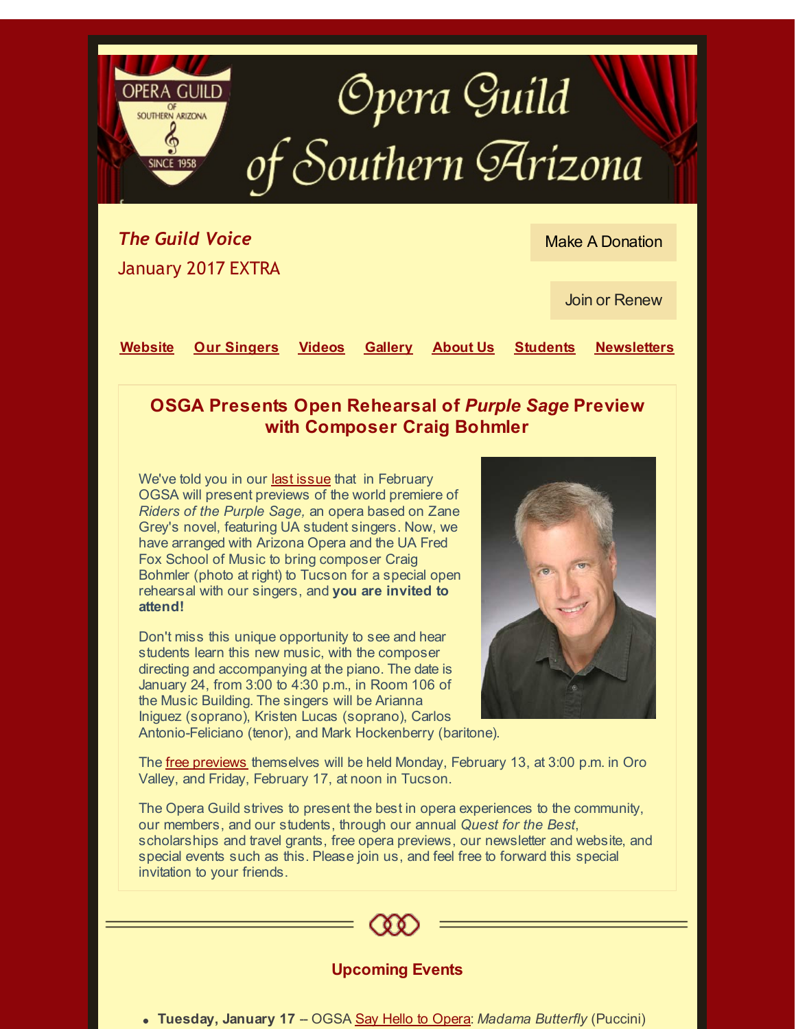# Opera Guild of Southern Arizona

***The Guild Voice***

January 2017 EXTRA

Make A Donation

Join or Renew

**Website** **Our Singers** **Videos** **Gallery** **About Us** **Students** **Newsletters**

## OSGA Presents Open Rehearsal of *Purple Sage* Preview with Composer Craig Bohmler

We've told you in our last issue that in February OGSA will present previews of the world premiere of *Riders of the Purple Sage,* an opera based on Zane Grey's novel, featuring UA student singers. Now, we have arranged with Arizona Opera and the UA Fred Fox School of Music to bring composer Craig Bohmler (photo at right) to Tucson for a special open rehearsal with our singers, and **you are invited to attend!**

Don't miss this unique opportunity to see and hear students learn this new music, with the composer directing and accompanying at the piano. The date is January 24, from 3:00 to 4:30 p.m., in Room 106 of the Music Building. The singers will be Arianna Iniguez (soprano), Kristen Lucas (soprano), Carlos Antonio-Feliciano (tenor), and Mark Hockenberry (baritone).

The free previews themselves will be held Monday, February 13, at 3:00 p.m. in Oro Valley, and Friday, February 17, at noon in Tucson.

The Opera Guild strives to present the best in opera experiences to the community, our members, and our students, through our annual *Quest for the Best*, scholarships and travel grants, free opera previews, our newsletter and website, and special events such as this. Please join us, and feel free to forward this special invitation to your friends.

### Upcoming Events

- **Tuesday, January 17** – OGSA Say Hello to Opera: *Madama Butterfly* (Puccini)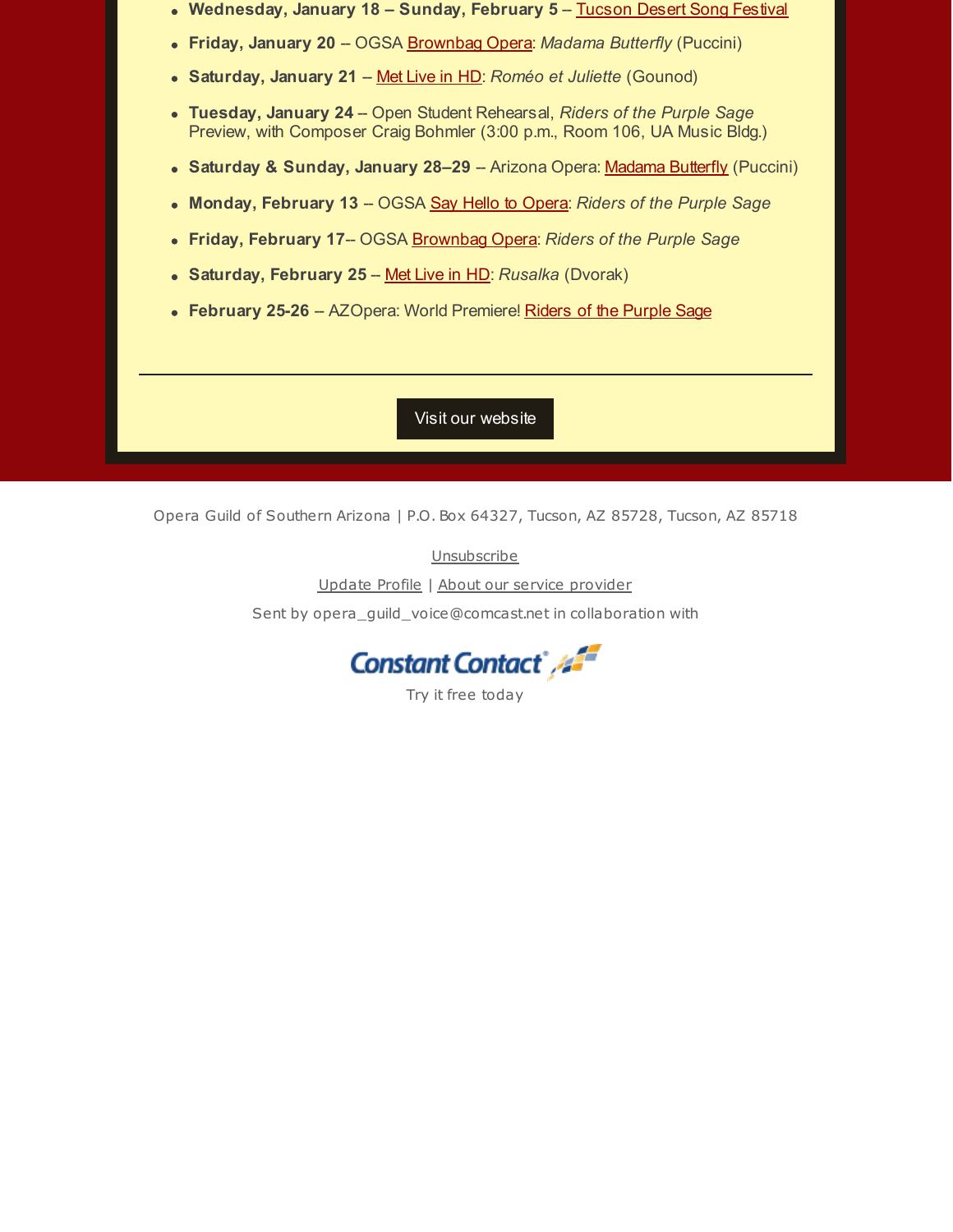- **Wednesday, January 18 – Sunday, February 5** – Tucson Desert Song Festival
- **Friday, January 20** -- OGSA Brownbag Opera: *Madama Butterfly* (Puccini)
- **Saturday, January 21** – Met Live in HD: *Roméo et Juliette* (Gounod)
- **Tuesday, January 24** -- Open Student Rehearsal, *Riders of the Purple Sage* Preview, with Composer Craig Bohmler (3:00 p.m., Room 106, UA Music Bldg.)
- **Saturday & Sunday, January 28–29** -- Arizona Opera: Madama Butterfly (Puccini)
- **Monday, February 13** -- OGSA Say Hello to Opera: *Riders of the Purple Sage*
- **Friday, February 17**-- OGSA Brownbag Opera: *Riders of the Purple Sage*
- **Saturday, February 25** -- Met Live in HD: *Rusalka* (Dvorak)
- **February 25-26** -- AZOpera: World Premiere! Riders of the Purple Sage

---

Visit our website

Opera Guild of Southern Arizona | P.O. Box 64327, Tucson, AZ 85728, Tucson, AZ 85718

Unsubscribe

Update Profile | About our service provider

Sent by opera_guild_voice@comcast.net in collaboration with

Constant Contact

Try it free today